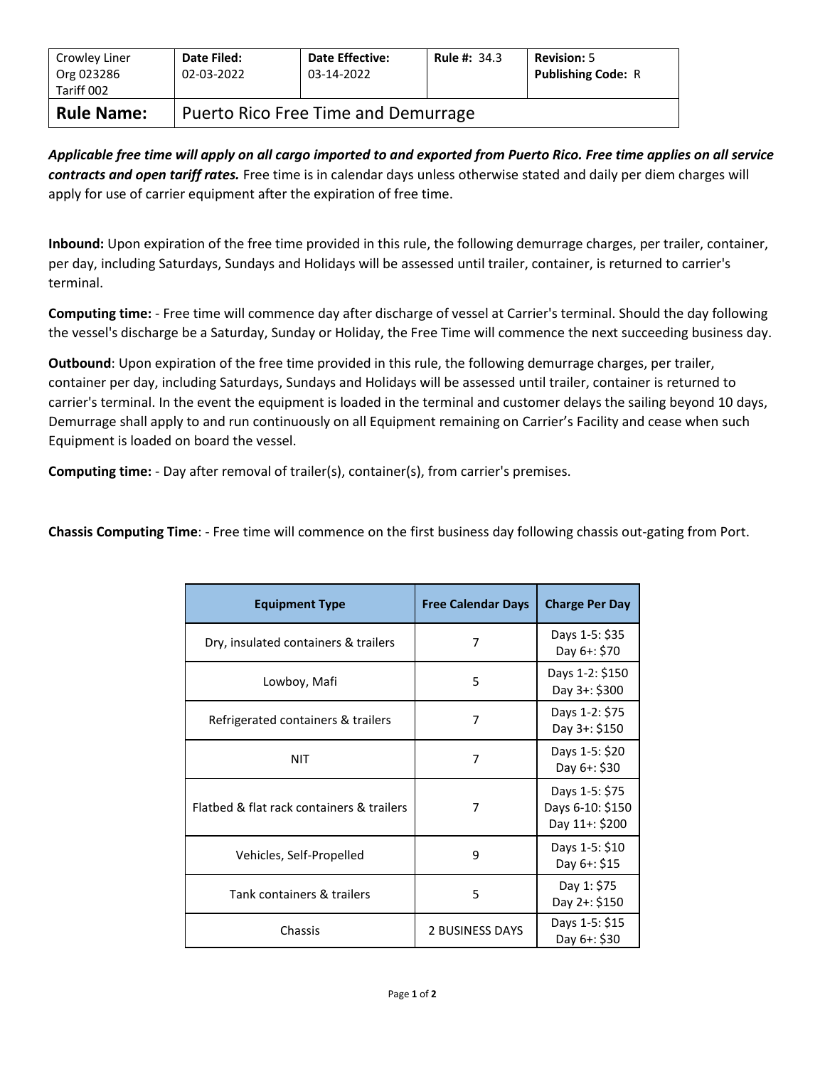| Crowley Liner Org 023286 Tariff 002 | **Date Filed:** 02-03-2022 | **Date Effective:** 03-14-2022 | **Rule #:** 34.3 | **Revision:** 5 **Publishing Code:** R |
|---|---|---|---|---|
| **Rule Name:** | Puerto Rico Free Time and Demurrage | | | |

***Applicable free time will apply on all cargo imported to and exported from Puerto Rico. Free time applies on all service contracts and open tariff rates.*** Free time is in calendar days unless otherwise stated and daily per diem charges will apply for use of carrier equipment after the expiration of free time.

**Inbound:** Upon expiration of the free time provided in this rule, the following demurrage charges, per trailer, container, per day, including Saturdays, Sundays and Holidays will be assessed until trailer, container, is returned to carrier's terminal.

**Computing time:** - Free time will commence day after discharge of vessel at Carrier's terminal. Should the day following the vessel's discharge be a Saturday, Sunday or Holiday, the Free Time will commence the next succeeding business day.

**Outbound**: Upon expiration of the free time provided in this rule, the following demurrage charges, per trailer, container per day, including Saturdays, Sundays and Holidays will be assessed until trailer, container is returned to carrier's terminal. In the event the equipment is loaded in the terminal and customer delays the sailing beyond 10 days, Demurrage shall apply to and run continuously on all Equipment remaining on Carrier's Facility and cease when such Equipment is loaded on board the vessel.

**Computing time:** - Day after removal of trailer(s), container(s), from carrier's premises.

**Chassis Computing Time**: - Free time will commence on the first business day following chassis out-gating from Port.

| Equipment Type | Free Calendar Days | Charge Per Day |
|---|---|---|
| Dry, insulated containers & trailers | 7 | Days 1-5: $35<br>Day 6+: $70 |
| Lowboy, Mafi | 5 | Days 1-2: $150<br>Day 3+: $300 |
| Refrigerated containers & trailers | 7 | Days 1-2: $75<br>Day 3+: $150 |
| NIT | 7 | Days 1-5: $20<br>Day 6+: $30 |
| Flatbed & flat rack containers & trailers | 7 | Days 1-5: $75<br>Days 6-10: $150<br>Day 11+: $200 |
| Vehicles, Self-Propelled | 9 | Days 1-5: $10<br>Day 6+: $15 |
| Tank containers & trailers | 5 | Day 1: $75<br>Day 2+: $150 |
| Chassis | 2 BUSINESS DAYS | Days 1-5: $15<br>Day 6+: $30 |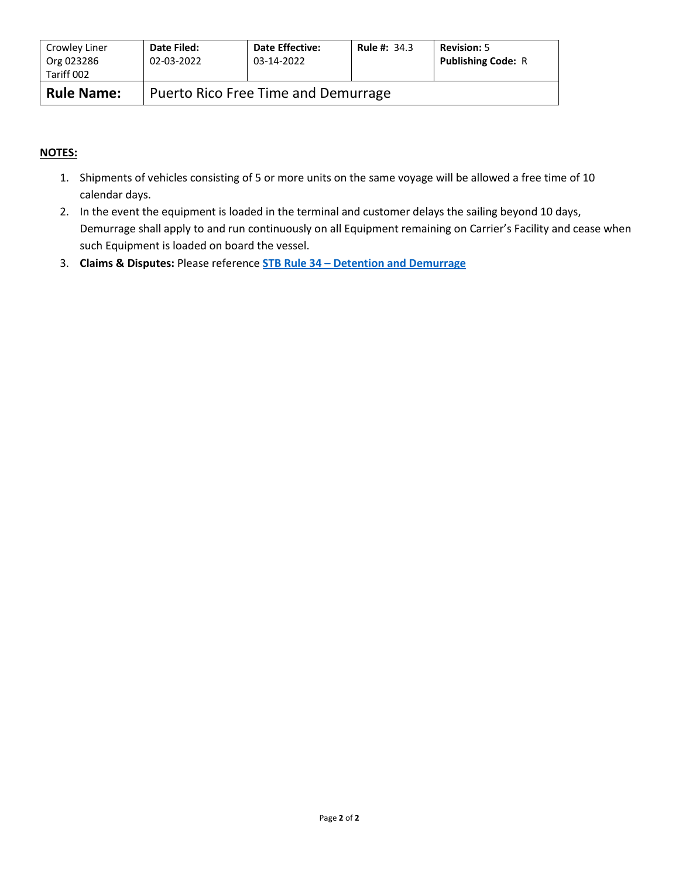| | | | | |
|---|---|---|---|---|
| Crowley Liner<br>Org 023286<br>Tariff 002 | **Date Filed:**<br>02-03-2022 | **Date Effective:**<br>03-14-2022 | **Rule #:** 34.3 | **Revision:** 5<br>**Publishing Code:** R |
| **Rule Name:** | Puerto Rico Free Time and Demurrage | | | |

**NOTES:**

1. Shipments of vehicles consisting of 5 or more units on the same voyage will be allowed a free time of 10 calendar days.
2. In the event the equipment is loaded in the terminal and customer delays the sailing beyond 10 days, Demurrage shall apply to and run continuously on all Equipment remaining on Carrier's Facility and cease when such Equipment is loaded on board the vessel.
3. **Claims & Disputes:** Please reference **STB Rule 34 – Detention and Demurrage**